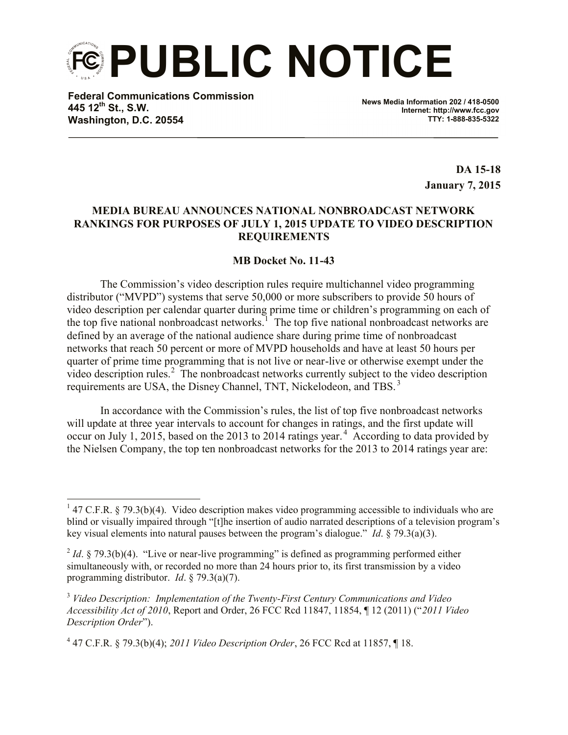# PUBLIC NOTICE

**Federal Communications Commission**
**445 12th St., S.W.**
**Washington, D.C. 20554**

**News Media Information 202 / 418-0500**
**Internet: http://www.fcc.gov**
**TTY: 1-888-835-5322**

**DA 15-18**
**January 7, 2015**

**MEDIA BUREAU ANNOUNCES NATIONAL NONBROADCAST NETWORK RANKINGS FOR PURPOSES OF JULY 1, 2015 UPDATE TO VIDEO DESCRIPTION REQUIREMENTS**

**MB Docket No. 11-43**

The Commission's video description rules require multichannel video programming distributor ("MVPD") systems that serve 50,000 or more subscribers to provide 50 hours of video description per calendar quarter during prime time or children's programming on each of the top five national nonbroadcast networks.[1] The top five national nonbroadcast networks are defined by an average of the national audience share during prime time of nonbroadcast networks that reach 50 percent or more of MVPD households and have at least 50 hours per quarter of prime time programming that is not live or near-live or otherwise exempt under the video description rules.[2] The nonbroadcast networks currently subject to the video description requirements are USA, the Disney Channel, TNT, Nickelodeon, and TBS.[3]

In accordance with the Commission's rules, the list of top five nonbroadcast networks will update at three year intervals to account for changes in ratings, and the first update will occur on July 1, 2015, based on the 2013 to 2014 ratings year.[4] According to data provided by the Nielsen Company, the top ten nonbroadcast networks for the 2013 to 2014 ratings year are:

---

[1] 47 C.F.R. § 79.3(b)(4). Video description makes video programming accessible to individuals who are blind or visually impaired through "[t]he insertion of audio narrated descriptions of a television program's key visual elements into natural pauses between the program's dialogue." *Id*. § 79.3(a)(3).

[2] *Id*. § 79.3(b)(4). "Live or near-live programming" is defined as programming performed either simultaneously with, or recorded no more than 24 hours prior to, its first transmission by a video programming distributor. *Id*. § 79.3(a)(7).

[3] *Video Description: Implementation of the Twenty-First Century Communications and Video Accessibility Act of 2010*, Report and Order, 26 FCC Rcd 11847, 11854, ¶ 12 (2011) ("*2011 Video Description Order*").

[4] 47 C.F.R. § 79.3(b)(4); *2011 Video Description Order*, 26 FCC Rcd at 11857, ¶ 18.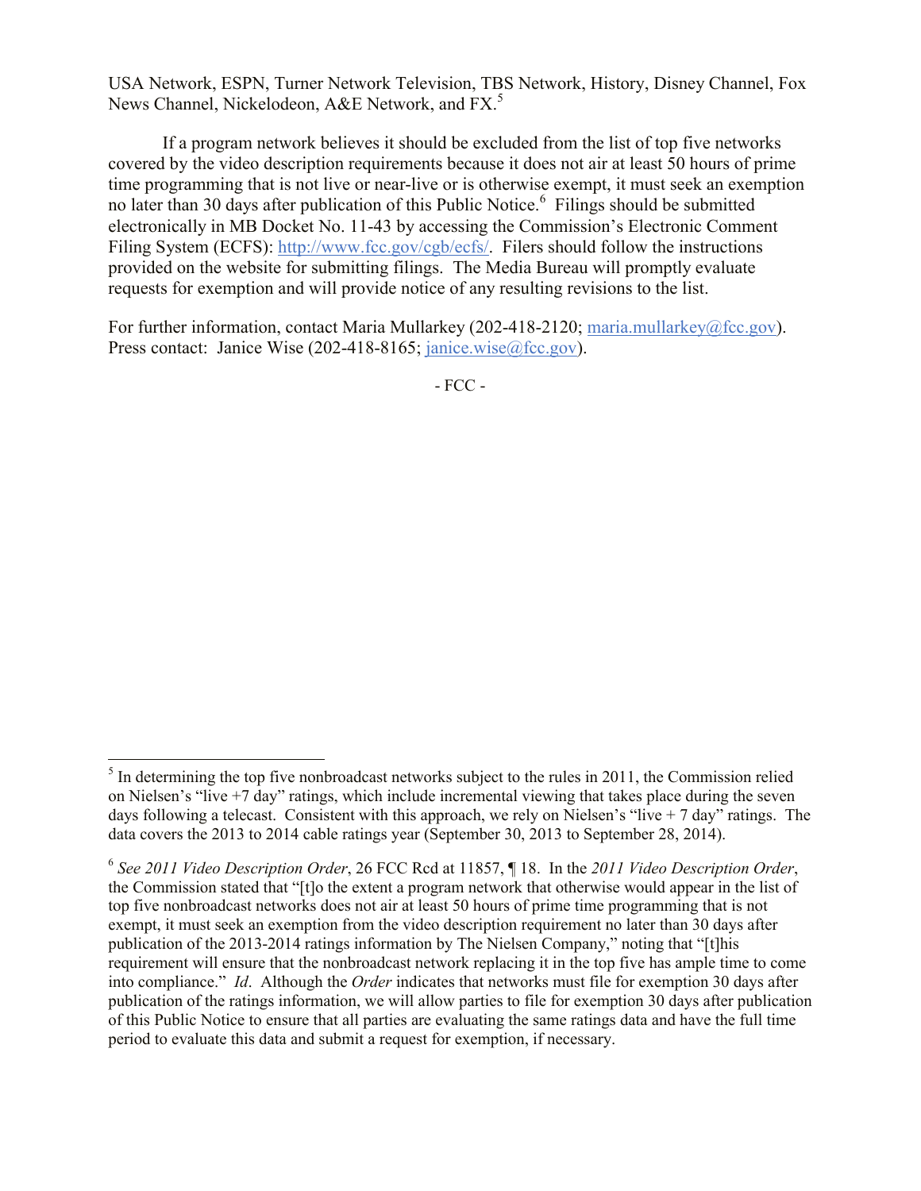USA Network, ESPN, Turner Network Television, TBS Network, History, Disney Channel, Fox News Channel, Nickelodeon, A&E Network, and FX.[5]

If a program network believes it should be excluded from the list of top five networks covered by the video description requirements because it does not air at least 50 hours of prime time programming that is not live or near-live or is otherwise exempt, it must seek an exemption no later than 30 days after publication of this Public Notice.[6] Filings should be submitted electronically in MB Docket No. 11-43 by accessing the Commission's Electronic Comment Filing System (ECFS): http://www.fcc.gov/cgb/ecfs/. Filers should follow the instructions provided on the website for submitting filings. The Media Bureau will promptly evaluate requests for exemption and will provide notice of any resulting revisions to the list.

For further information, contact Maria Mullarkey (202-418-2120; maria.mullarkey@fcc.gov). Press contact: Janice Wise (202-418-8165; janice.wise@fcc.gov).

- FCC -

---

[5] In determining the top five nonbroadcast networks subject to the rules in 2011, the Commission relied on Nielsen's "live +7 day" ratings, which include incremental viewing that takes place during the seven days following a telecast. Consistent with this approach, we rely on Nielsen's "live + 7 day" ratings. The data covers the 2013 to 2014 cable ratings year (September 30, 2013 to September 28, 2014).

[6] *See 2011 Video Description Order*, 26 FCC Rcd at 11857, ¶ 18. In the *2011 Video Description Order*, the Commission stated that "[t]o the extent a program network that otherwise would appear in the list of top five nonbroadcast networks does not air at least 50 hours of prime time programming that is not exempt, it must seek an exemption from the video description requirement no later than 30 days after publication of the 2013-2014 ratings information by The Nielsen Company," noting that "[t]his requirement will ensure that the nonbroadcast network replacing it in the top five has ample time to come into compliance." *Id*. Although the *Order* indicates that networks must file for exemption 30 days after publication of the ratings information, we will allow parties to file for exemption 30 days after publication of this Public Notice to ensure that all parties are evaluating the same ratings data and have the full time period to evaluate this data and submit a request for exemption, if necessary.